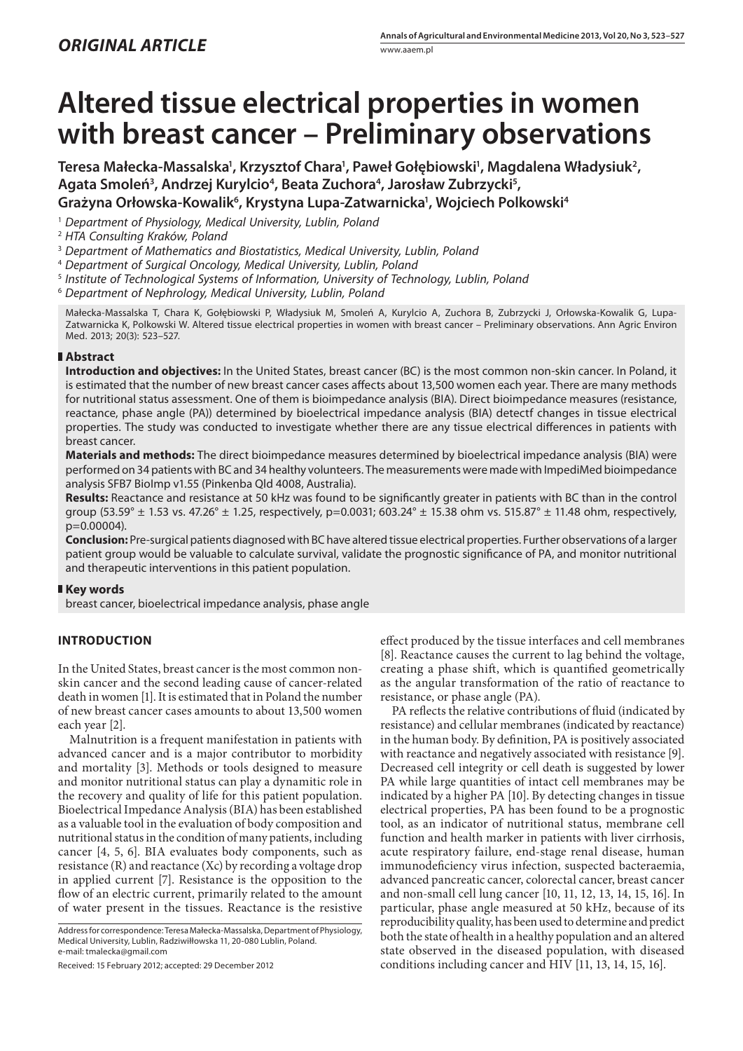## *ORIGINAL ARTICLE*

www.aaem.pl

# Altered tissue electrical properties in women with breast cancer – Preliminary observations

**Teresa Małecka-Massalska[1], Krzysztof Chara[1], Paweł Gołębiowski[1], Magdalena Władysiuk[2], Agata Smoleń[3], Andrzej Kurylcio[4], Beata Zuchora[4], Jarosław Zubrzycki[5], Grażyna Orłowska-Kowalik[6], Krystyna Lupa-Zatwarnicka[1], Wojciech Polkowski[4]**

[1] *Department of Physiology, Medical University, Lublin, Poland*
[2] *HTA Consulting Kraków, Poland*
[3] *Department of Mathematics and Biostatistics, Medical University, Lublin, Poland*
[4] *Department of Surgical Oncology, Medical University, Lublin, Poland*
[5] *Institute of Technological Systems of Information, University of Technology, Lublin, Poland*
[6] *Department of Nephrology, Medical University, Lublin, Poland*

Małecka-Massalska T, Chara K, Gołębiowski P, Władysiuk M, Smoleń A, Kurylcio A, Zuchora B, Zubrzycki J, Orłowska-Kowalik G, Lupa-Zatwarnicka K, Polkowski W. Altered tissue electrical properties in women with breast cancer – Preliminary observations. Ann Agric Environ Med. 2013; 20(3): 523–527.

## Abstract

**Introduction and objectives:** In the United States, breast cancer (BC) is the most common non-skin cancer. In Poland, it is estimated that the number of new breast cancer cases affects about 13,500 women each year. There are many methods for nutritional status assessment. One of them is bioimpedance analysis (BIA). Direct bioimpedance measures (resistance, reactance, phase angle (PA)) determined by bioelectrical impedance analysis (BIA) detectf changes in tissue electrical properties. The study was conducted to investigate whether there are any tissue electrical differences in patients with breast cancer.

**Materials and methods:** The direct bioimpedance measures determined by bioelectrical impedance analysis (BIA) were performed on 34 patients with BC and 34 healthy volunteers. The measurements were made with ImpediMed bioimpedance analysis SFB7 BioImp v1.55 (Pinkenba Qld 4008, Australia).

**Results:** Reactance and resistance at 50 kHz was found to be significantly greater in patients with BC than in the control group (53.59° ± 1.53 vs. 47.26° ± 1.25, respectively, p=0.0031; 603.24° ± 15.38 ohm vs. 515.87° ± 11.48 ohm, respectively, p=0.00004).

**Conclusion:** Pre-surgical patients diagnosed with BC have altered tissue electrical properties. Further observations of a larger patient group would be valuable to calculate survival, validate the prognostic significance of PA, and monitor nutritional and therapeutic interventions in this patient population.

## Key words

breast cancer, bioelectrical impedance analysis, phase angle

## INTRODUCTION

In the United States, breast cancer is the most common non-skin cancer and the second leading cause of cancer-related death in women [1]. It is estimated that in Poland the number of new breast cancer cases amounts to about 13,500 women each year [2].

Malnutrition is a frequent manifestation in patients with advanced cancer and is a major contributor to morbidity and mortality [3]. Methods or tools designed to measure and monitor nutritional status can play a dynamitic role in the recovery and quality of life for this patient population. Bioelectrical Impedance Analysis (BIA) has been established as a valuable tool in the evaluation of body composition and nutritional status in the condition of many patients, including cancer [4, 5, 6]. BIA evaluates body components, such as resistance (R) and reactance (Xc) by recording a voltage drop in applied current [7]. Resistance is the opposition to the flow of an electric current, primarily related to the amount of water present in the tissues. Reactance is the resistive effect produced by the tissue interfaces and cell membranes [8]. Reactance causes the current to lag behind the voltage, creating a phase shift, which is quantified geometrically as the angular transformation of the ratio of reactance to resistance, or phase angle (PA).

PA reflects the relative contributions of fluid (indicated by resistance) and cellular membranes (indicated by reactance) in the human body. By definition, PA is positively associated with reactance and negatively associated with resistance [9]. Decreased cell integrity or cell death is suggested by lower PA while large quantities of intact cell membranes may be indicated by a higher PA [10]. By detecting changes in tissue electrical properties, PA has been found to be a prognostic tool, as an indicator of nutritional status, membrane cell function and health marker in patients with liver cirrhosis, acute respiratory failure, end-stage renal disease, human immunodeficiency virus infection, suspected bacteraemia, advanced pancreatic cancer, colorectal cancer, breast cancer and non-small cell lung cancer [10, 11, 12, 13, 14, 15, 16]. In particular, phase angle measured at 50 kHz, because of its reproducibility quality, has been used to determine and predict both the state of health in a healthy population and an altered state observed in the diseased population, with diseased conditions including cancer and HIV [11, 13, 14, 15, 16].

Address for correspondence: Teresa Małecka-Massalska, Department of Physiology, Medical University, Lublin, Radziwiłłowska 11, 20-080 Lublin, Poland.
e-mail: tmalecka@gmail.com

Received: 15 February 2012; accepted: 29 December 2012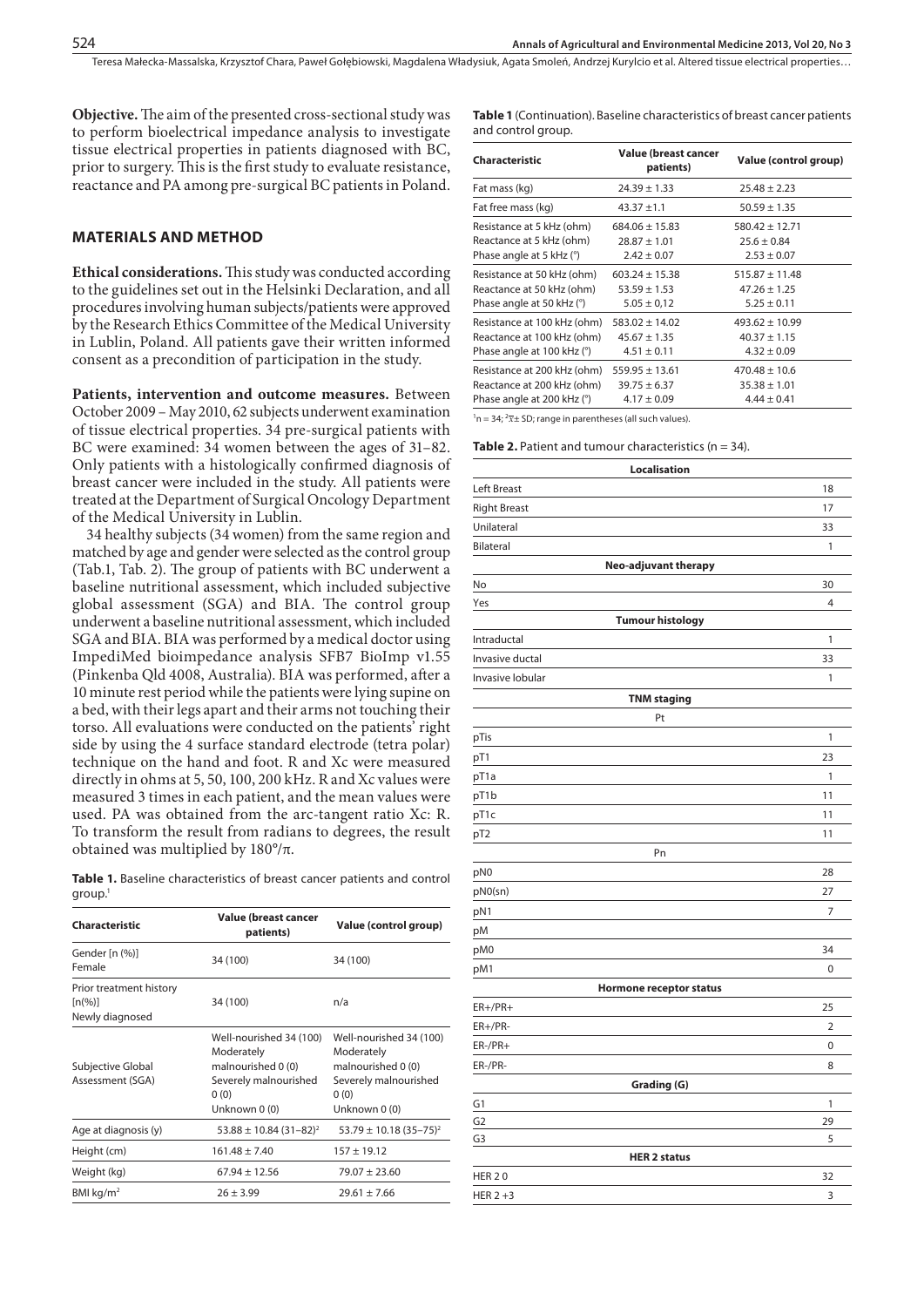**Objective.** The aim of the presented cross-sectional study was to perform bioelectrical impedance analysis to investigate tissue electrical properties in patients diagnosed with BC, prior to surgery. This is the first study to evaluate resistance, reactance and PA among pre-surgical BC patients in Poland.

## MATERIALS AND METHOD

**Ethical considerations.** This study was conducted according to the guidelines set out in the Helsinki Declaration, and all procedures involving human subjects/patients were approved by the Research Ethics Committee of the Medical University in Lublin, Poland. All patients gave their written informed consent as a precondition of participation in the study.

**Patients, intervention and outcome measures.** Between October 2009 – May 2010, 62 subjects underwent examination of tissue electrical properties. 34 pre-surgical patients with BC were examined: 34 women between the ages of 31–82. Only patients with a histologically confirmed diagnosis of breast cancer were included in the study. All patients were treated at the Department of Surgical Oncology Department of the Medical University in Lublin.

34 healthy subjects (34 women) from the same region and matched by age and gender were selected as the control group (Tab.1, Tab. 2). The group of patients with BC underwent a baseline nutritional assessment, which included subjective global assessment (SGA) and BIA. The control group underwent a baseline nutritional assessment, which included SGA and BIA. BIA was performed by a medical doctor using ImpediMed bioimpedance analysis SFB7 BioImp v1.55 (Pinkenba Qld 4008, Australia). BIA was performed, after a 10 minute rest period while the patients were lying supine on a bed, with their legs apart and their arms not touching their torso. All evaluations were conducted on the patients' right side by using the 4 surface standard electrode (tetra polar) technique on the hand and foot. R and Xc were measured directly in ohms at 5, 50, 100, 200 kHz. R and Xc values were measured 3 times in each patient, and the mean values were used. PA was obtained from the arc-tangent ratio Xc: R. To transform the result from radians to degrees, the result obtained was multiplied by 180°/π.

**Table 1.** Baseline characteristics of breast cancer patients and control group.[1]

| Characteristic | Value (breast cancer patients) | Value (control group) |
|---|---|---|
| Gender [n (%)] Female | 34 (100) | 34 (100) |
| Prior treatment history [n(%)] Newly diagnosed | 34 (100) | n/a |
| Subjective Global Assessment (SGA) | Well-nourished 34 (100) Moderately malnourished 0 (0) Severely malnourished 0 (0) Unknown 0 (0) | Well-nourished 34 (100) Moderately malnourished 0 (0) Severely malnourished 0 (0) Unknown 0 (0) |
| Age at diagnosis (y) | 53.88 ± 10.84 (31–82)[2] | 53.79 ± 10.18 (35–75)[2] |
| Height (cm) | 161.48 ± 7.40 | 157 ± 19.12 |
| Weight (kg) | 67.94 ± 12.56 | 79.07 ± 23.60 |
| BMI kg/m$^2$ | 26 ± 3.99 | 29.61 ± 7.66 |
| Fat mass (kg) | 24.39 ± 1.33 | 25.48 ± 2.23 |
| Fat free mass (kg) | 43.37 ±1.1 | 50.59 ± 1.35 |
| Resistance at 5 kHz (ohm) | 684.06 ± 15.83 | 580.42 ± 12.71 |
| Reactance at 5 kHz (ohm) | 28.87 ± 1.01 | 25.6 ± 0.84 |
| Phase angle at 5 kHz (°) | 2.42 ± 0.07 | 2.53 ± 0.07 |
| Resistance at 50 kHz (ohm) | 603.24 ± 15.38 | 515.87 ± 11.48 |
| Reactance at 50 kHz (ohm) | 53.59 ± 1.53 | 47.26 ± 1.25 |
| Phase angle at 50 kHz (°) | 5.05 ± 0,12 | 5.25 ± 0.11 |
| Resistance at 100 kHz (ohm) | 583.02 ± 14.02 | 493.62 ± 10.99 |
| Reactance at 100 kHz (ohm) | 45.67 ± 1.35 | 40.37 ± 1.15 |
| Phase angle at 100 kHz (°) | 4.51 ± 0.11 | 4.32 ± 0.09 |
| Resistance at 200 kHz (ohm) | 559.95 ± 13.61 | 470.48 ± 10.6 |
| Reactance at 200 kHz (ohm) | 39.75 ± 6.37 | 35.38 ± 1.01 |
| Phase angle at 200 kHz (°) | 4.17 ± 0.09 | 4.44 ± 0.41 |

[1]n = 34; [2]$\bar{x}$± SD; range in parentheses (all such values).

**Table 2.** Patient and tumour characteristics (n = 34).

| | |
|---|---|
| **Localisation** | |
| Left Breast | 18 |
| Right Breast | 17 |
| Unilateral | 33 |
| Bilateral | 1 |
| **Neo-adjuvant therapy** | |
| No | 30 |
| Yes | 4 |
| **Tumour histology** | |
| Intraductal | 1 |
| Invasive ductal | 33 |
| Invasive lobular | 1 |
| **TNM staging** | |
| Pt | |
| pTis | 1 |
| pT1 | 23 |
| pT1a | 1 |
| pT1b | 11 |
| pT1c | 11 |
| pT2 | 11 |
| Pn | |
| pN0 | 28 |
| pN0(sn) | 27 |
| pN1 | 7 |
| pM | |
| pM0 | 34 |
| pM1 | 0 |
| **Hormone receptor status** | |
| ER+/PR+ | 25 |
| ER+/PR- | 2 |
| ER-/PR+ | 0 |
| ER-/PR- | 8 |
| **Grading (G)** | |
| G1 | 1 |
| G2 | 29 |
| G3 | 5 |
| **HER 2 status** | |
| HER 2 0 | 32 |
| HER 2 +3 | 3 |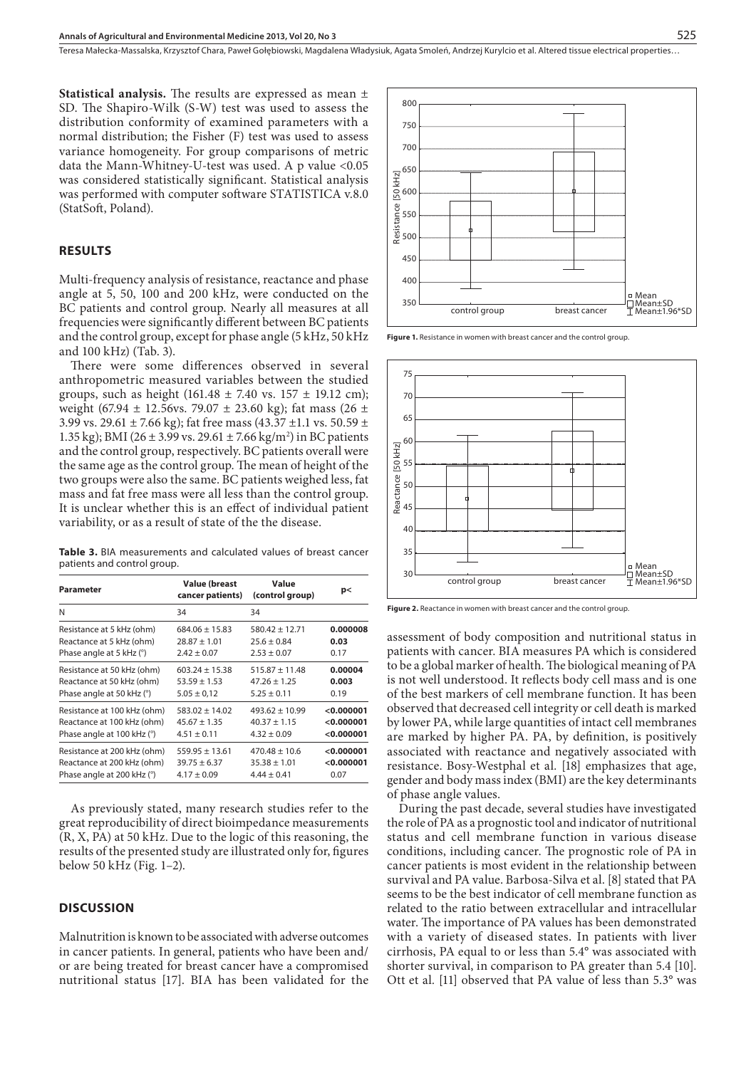**Statistical analysis.** The results are expressed as mean ± SD. The Shapiro-Wilk (S-W) test was used to assess the distribution conformity of examined parameters with a normal distribution; the Fisher (F) test was used to assess variance homogeneity. For group comparisons of metric data the Mann-Whitney-U-test was used. A p value <0.05 was considered statistically significant. Statistical analysis was performed with computer software STATISTICA v.8.0 (StatSoft, Poland).

## RESULTS

Multi-frequency analysis of resistance, reactance and phase angle at 5, 50, 100 and 200 kHz, were conducted on the BC patients and control group. Nearly all measures at all frequencies were significantly different between BC patients and the control group, except for phase angle (5 kHz, 50 kHz and 100 kHz) (Tab. 3).

There were some differences observed in several anthropometric measured variables between the studied groups, such as height (161.48 ± 7.40 vs. 157 ± 19.12 cm); weight (67.94 ± 12.56vs. 79.07 ± 23.60 kg); fat mass (26 ± 3.99 vs. 29.61 ± 7.66 kg); fat free mass (43.37 ±1.1 vs. 50.59 ± 1.35 kg); BMI (26 ± 3.99 vs. 29.61 ± 7.66 kg/m$^2$) in BC patients and the control group, respectively. BC patients overall were the same age as the control group. The mean of height of the two groups were also the same. BC patients weighed less, fat mass and fat free mass were all less than the control group. It is unclear whether this is an effect of individual patient variability, or as a result of state of the the disease.

**Table 3.** BIA measurements and calculated values of breast cancer patients and control group.

| Parameter | Value (breast cancer patients) | Value (control group) | p< |
|---|---|---|---|
| N | 34 | 34 | |
| Resistance at 5 kHz (ohm) | 684.06 ± 15.83 | 580.42 ± 12.71 | **0.000008** |
| Reactance at 5 kHz (ohm) | 28.87 ± 1.01 | 25.6 ± 0.84 | **0.03** |
| Phase angle at 5 kHz (°) | 2.42 ± 0.07 | 2.53 ± 0.07 | 0.17 |
| Resistance at 50 kHz (ohm) | 603.24 ± 15.38 | 515.87 ± 11.48 | **0.00004** |
| Reactance at 50 kHz (ohm) | 53.59 ± 1.53 | 47.26 ± 1.25 | **0.003** |
| Phase angle at 50 kHz (°) | 5.05 ± 0,12 | 5.25 ± 0.11 | 0.19 |
| Resistance at 100 kHz (ohm) | 583.02 ± 14.02 | 493.62 ± 10.99 | **<0.000001** |
| Reactance at 100 kHz (ohm) | 45.67 ± 1.35 | 40.37 ± 1.15 | **<0.000001** |
| Phase angle at 100 kHz (°) | 4.51 ± 0.11 | 4.32 ± 0.09 | **<0.000001** |
| Resistance at 200 kHz (ohm) | 559.95 ± 13.61 | 470.48 ± 10.6 | **<0.000001** |
| Reactance at 200 kHz (ohm) | 39.75 ± 6.37 | 35.38 ± 1.01 | **<0.000001** |
| Phase angle at 200 kHz (°) | 4.17 ± 0.09 | 4.44 ± 0.41 | 0.07 |

As previously stated, many research studies refer to the great reproducibility of direct bioimpedance measurements (R, X, PA) at 50 kHz. Due to the logic of this reasoning, the results of the presented study are illustrated only for, figures below 50 kHz (Fig. 1–2).

Resistance [50 kHz]
800
750
700
650
600
550
500
450
400
350
control group
breast cancer
Mean
Mean±SD
Mean±1.96*SD

**Figure 1.** Resistance in women with breast cancer and the control group.

Reactance [50 kHz]
75
70
65
60
55
50
45
40
35
30
control group
breast cancer
Mean
Mean±SD
Mean±1.96*SD

**Figure 2.** Reactance in women with breast cancer and the control group.

## DISCUSSION

Malnutrition is known to be associated with adverse outcomes in cancer patients. In general, patients who have been and/or are being treated for breast cancer have a compromised nutritional status [17]. BIA has been validated for the assessment of body composition and nutritional status in patients with cancer. BIA measures PA which is considered to be a global marker of health. The biological meaning of PA is not well understood. It reflects body cell mass and is one of the best markers of cell membrane function. It has been observed that decreased cell integrity or cell death is marked by lower PA, while large quantities of intact cell membranes are marked by higher PA. PA, by definition, is positively associated with reactance and negatively associated with resistance. Bosy-Westphal et al. [18] emphasizes that age, gender and body mass index (BMI) are the key determinants of phase angle values.

During the past decade, several studies have investigated the role of PA as a prognostic tool and indicator of nutritional status and cell membrane function in various disease conditions, including cancer. The prognostic role of PA in cancer patients is most evident in the relationship between survival and PA value. Barbosa-Silva et al. [8] stated that PA seems to be the best indicator of cell membrane function as related to the ratio between extracellular and intracellular water. The importance of PA values has been demonstrated with a variety of diseased states. In patients with liver cirrhosis, PA equal to or less than 5.4° was associated with shorter survival, in comparison to PA greater than 5.4 [10]. Ott et al. [11] observed that PA value of less than 5.3° was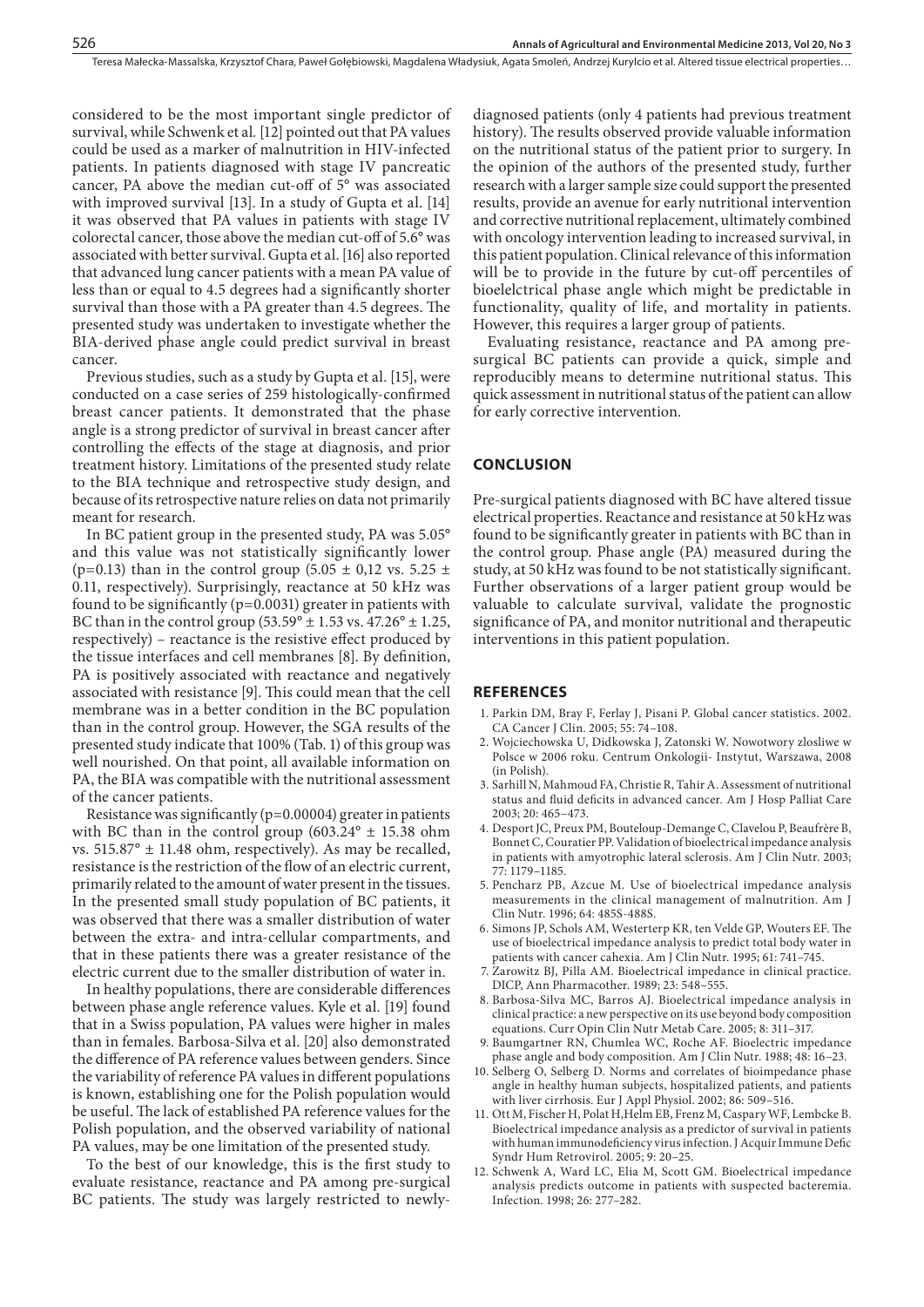considered to be the most important single predictor of survival, while Schwenk et al. [12] pointed out that PA values could be used as a marker of malnutrition in HIV-infected patients. In patients diagnosed with stage IV pancreatic cancer, PA above the median cut-off of 5° was associated with improved survival [13]. In a study of Gupta et al. [14] it was observed that PA values in patients with stage IV colorectal cancer, those above the median cut-off of 5.6° was associated with better survival. Gupta et al. [16] also reported that advanced lung cancer patients with a mean PA value of less than or equal to 4.5 degrees had a significantly shorter survival than those with a PA greater than 4.5 degrees. The presented study was undertaken to investigate whether the BIA-derived phase angle could predict survival in breast cancer.

Previous studies, such as a study by Gupta et al. [15], were conducted on a case series of 259 histologically-confirmed breast cancer patients. It demonstrated that the phase angle is a strong predictor of survival in breast cancer after controlling the effects of the stage at diagnosis, and prior treatment history. Limitations of the presented study relate to the BIA technique and retrospective study design, and because of its retrospective nature relies on data not primarily meant for research.

In BC patient group in the presented study, PA was 5.05° and this value was not statistically significantly lower (p=0.13) than in the control group (5.05 ± 0,12 vs. 5.25 ± 0.11, respectively). Surprisingly, reactance at 50 kHz was found to be significantly (p=0.0031) greater in patients with BC than in the control group (53.59° ± 1.53 vs. 47.26° ± 1.25, respectively) – reactance is the resistive effect produced by the tissue interfaces and cell membranes [8]. By definition, PA is positively associated with reactance and negatively associated with resistance [9]. This could mean that the cell membrane was in a better condition in the BC population than in the control group. However, the SGA results of the presented study indicate that 100% (Tab. 1) of this group was well nourished. On that point, all available information on PA, the BIA was compatible with the nutritional assessment of the cancer patients.

Resistance was significantly (p=0.00004) greater in patients with BC than in the control group (603.24° ± 15.38 ohm vs. 515.87° ± 11.48 ohm, respectively). As may be recalled, resistance is the restriction of the flow of an electric current, primarily related to the amount of water present in the tissues. In the presented small study population of BC patients, it was observed that there was a smaller distribution of water between the extra- and intra-cellular compartments, and that in these patients there was a greater resistance of the electric current due to the smaller distribution of water in.

In healthy populations, there are considerable differences between phase angle reference values. Kyle et al. [19] found that in a Swiss population, PA values were higher in males than in females. Barbosa-Silva et al. [20] also demonstrated the difference of PA reference values between genders. Since the variability of reference PA values in different populations is known, establishing one for the Polish population would be useful. The lack of established PA reference values for the Polish population, and the observed variability of national PA values, may be one limitation of the presented study.

To the best of our knowledge, this is the first study to evaluate resistance, reactance and PA among pre-surgical BC patients. The study was largely restricted to newly-diagnosed patients (only 4 patients had previous treatment history). The results observed provide valuable information on the nutritional status of the patient prior to surgery. In the opinion of the authors of the presented study, further research with a larger sample size could support the presented results, provide an avenue for early nutritional intervention and corrective nutritional replacement, ultimately combined with oncology intervention leading to increased survival, in this patient population. Clinical relevance of this information will be to provide in the future by cut-off percentiles of bioelelctrical phase angle which might be predictable in functionality, quality of life, and mortality in patients. However, this requires a larger group of patients.

Evaluating resistance, reactance and PA among pre-surgical BC patients can provide a quick, simple and reproducibly means to determine nutritional status. This quick assessment in nutritional status of the patient can allow for early corrective intervention.

## CONCLUSION

Pre-surgical patients diagnosed with BC have altered tissue electrical properties. Reactance and resistance at 50 kHz was found to be significantly greater in patients with BC than in the control group. Phase angle (PA) measured during the study, at 50 kHz was found to be not statistically significant. Further observations of a larger patient group would be valuable to calculate survival, validate the prognostic significance of PA, and monitor nutritional and therapeutic interventions in this patient population.

## REFERENCES

1. Parkin DM, Bray F, Ferlay J, Pisani P. Global cancer statistics. 2002. CA Cancer J Clin. 2005; 55: 74–108.
2. Wojciechowska U, Didkowska J, Zatonski W. Nowotwory zlosliwe w Polsce w 2006 roku. Centrum Onkologii- Instytut, Warszawa, 2008 (in Polish).
3. Sarhill N, Mahmoud FA, Christie R, Tahir A. Assessment of nutritional status and fluid deficits in advanced cancer. Am J Hosp Palliat Care 2003; 20: 465–473.
4. Desport JC, Preux PM, Bouteloup-Demange C, Clavelou P, Beaufrère B, Bonnet C, Couratier PP. Validation of bioelectrical impedance analysis in patients with amyotrophic lateral sclerosis. Am J Clin Nutr. 2003; 77: 1179–1185.
5. Pencharz PB, Azcue M. Use of bioelectrical impedance analysis measurements in the clinical management of malnutrition. Am J Clin Nutr. 1996; 64: 485S-488S.
6. Simons JP, Schols AM, Westerterp KR, ten Velde GP, Wouters EF. The use of bioelectrical impedance analysis to predict total body water in patients with cancer cachexia. Am J Clin Nutr. 1995; 61: 741–745.
7. Zarowitz BJ, Pilla AM. Bioelectrical impedance in clinical practice. DICP, Ann Pharmacother. 1989; 23: 548–555.
8. Barbosa-Silva MC, Barros AJ. Bioelectrical impedance analysis in clinical practice: a new perspective on its use beyond body composition equations. Curr Opin Clin Nutr Metab Care. 2005; 8: 311–317.
9. Baumgartner RN, Chumlea WC, Roche AF. Bioelectric impedance phase angle and body composition. Am J Clin Nutr. 1988; 48: 16–23.
10. Selberg O, Selberg D. Norms and correlates of bioimpedance phase angle in healthy human subjects, hospitalized patients, and patients with liver cirrhosis. Eur J Appl Physiol. 2002; 86: 509–516.
11. Ott M, Fischer H, Polat H,Helm EB, Frenz M, Caspary WF, Lembcke B. Bioelectrical impedance analysis as a predictor of survival in patients with human immunodeficiency virus infection. J Acquir Immune Defic Syndr Hum Retrovirol. 2005; 9: 20–25.
12. Schwenk A, Ward LC, Elia M, Scott GM. Bioelectrical impedance analysis predicts outcome in patients with suspected bacteremia. Infection. 1998; 26: 277–282.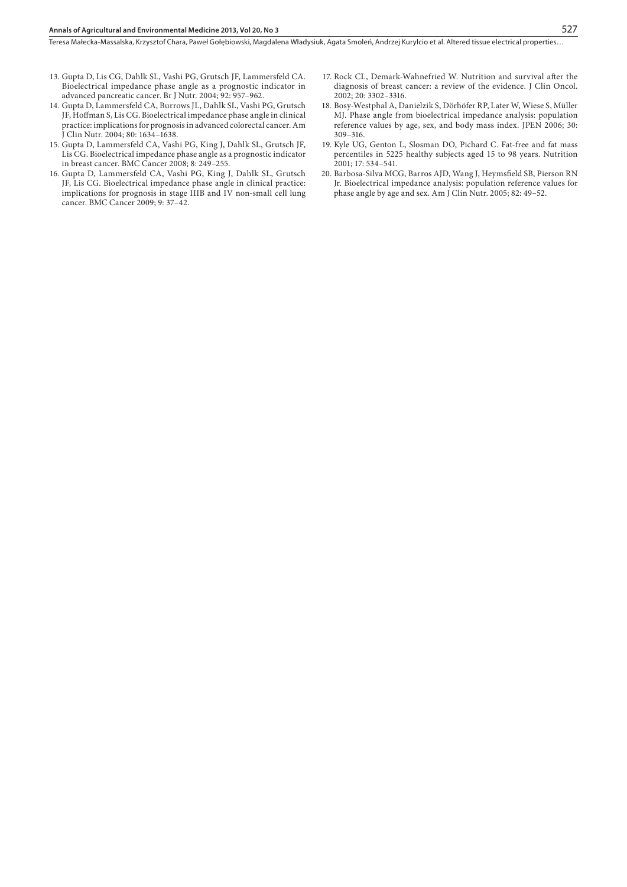13. Gupta D, Lis CG, Dahlk SL, Vashi PG, Grutsch JF, Lammersfeld CA. Bioelectrical impedance phase angle as a prognostic indicator in advanced pancreatic cancer. Br J Nutr. 2004; 92: 957–962.
14. Gupta D, Lammersfeld CA, Burrows JL, Dahlk SL, Vashi PG, Grutsch JF, Hoffman S, Lis CG. Bioelectrical impedance phase angle in clinical practice: implications for prognosis in advanced colorectal cancer. Am J Clin Nutr. 2004; 80: 1634–1638.
15. Gupta D, Lammersfeld CA, Vashi PG, King J, Dahlk SL, Grutsch JF, Lis CG. Bioelectrical impedance phase angle as a prognostic indicator in breast cancer. BMC Cancer 2008; 8: 249–255.
16. Gupta D, Lammersfeld CA, Vashi PG, King J, Dahlk SL, Grutsch JF, Lis CG. Bioelectrical impedance phase angle in clinical practice: implications for prognosis in stage IIIB and IV non-small cell lung cancer. BMC Cancer 2009; 9: 37–42.
17. Rock CL, Demark-Wahnefried W. Nutrition and survival after the diagnosis of breast cancer: a review of the evidence. J Clin Oncol. 2002; 20: 3302–3316.
18. Bosy-Westphal A, Danielzik S, Dörhöfer RP, Later W, Wiese S, Müller MJ. Phase angle from bioelectrical impedance analysis: population reference values by age, sex, and body mass index. JPEN 2006; 30: 309–316.
19. Kyle UG, Genton L, Slosman DO, Pichard C. Fat-free and fat mass percentiles in 5225 healthy subjects aged 15 to 98 years. Nutrition 2001; 17: 534–541.
20. Barbosa-Silva MCG, Barros AJD, Wang J, Heymsfield SB, Pierson RN Jr. Bioelectrical impedance analysis: population reference values for phase angle by age and sex. Am J Clin Nutr. 2005; 82: 49–52.